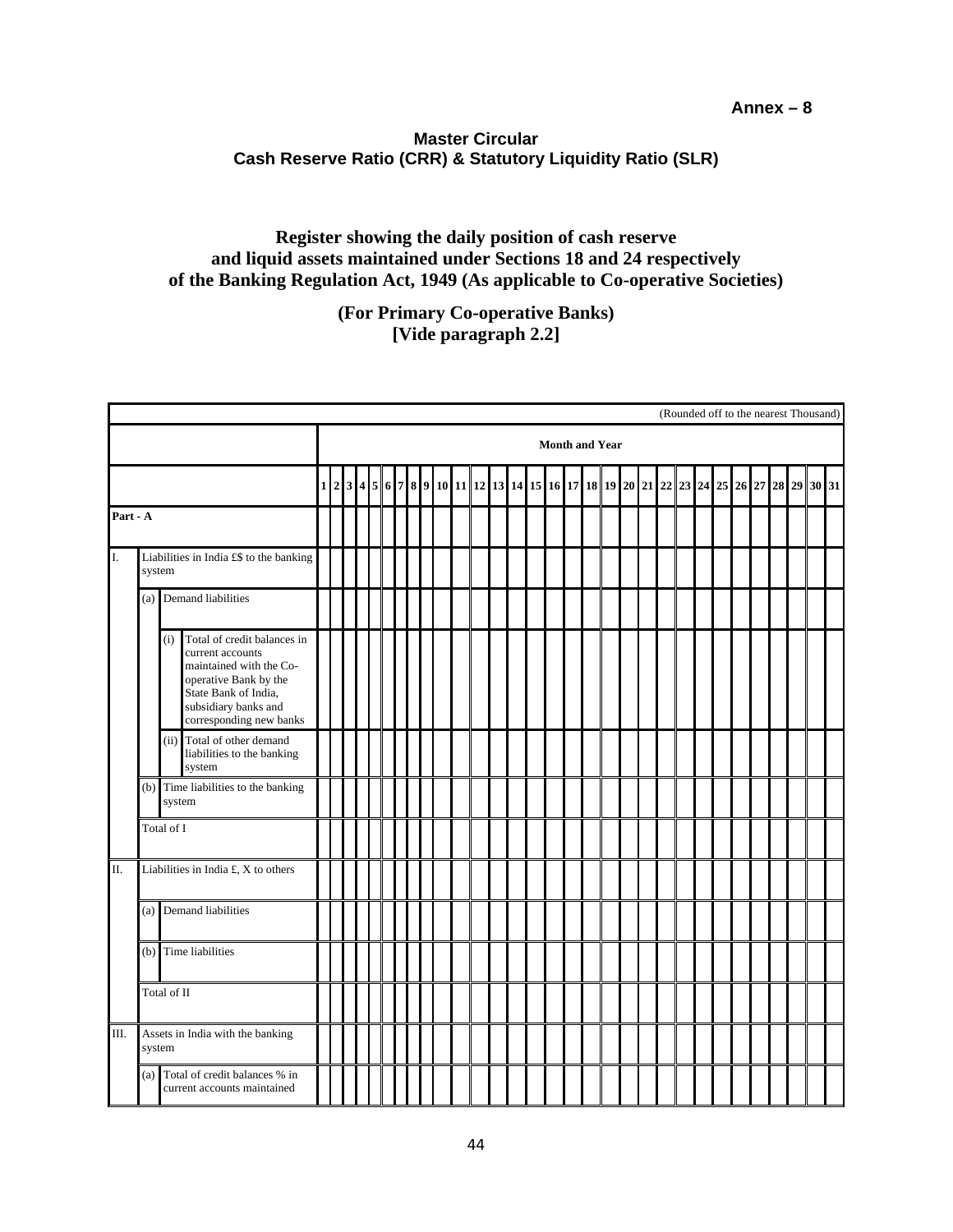Annex – 8

**Master Circular**
**Cash Reserve Ratio (CRR) & Statutory Liquidity Ratio (SLR)**

## Register showing the daily position of cash reserve and liquid assets maintained under Sections 18 and 24 respectively of the Banking Regulation Act, 1949 (As applicable to Co-operative Societies)

### (For Primary Co-operative Banks) [Vide paragraph 2.2]

(Rounded off to the nearest Thousand)

| | Month and Year | | | | | | | | | | | | | | | | | | | | | | | | | | | | | | |
|---|---|---|---|---|---|---|---|---|---|---|---|---|---|---|---|---|---|---|---|---|---|---|---|---|---|---|---|---|---|---|---|
| | 1 | 2 | 3 | 4 | 5 | 6 | 7 | 8 | 9 | 10 | 11 | 12 | 13 | 14 | 15 | 16 | 17 | 18 | 19 | 20 | 21 | 22 | 23 | 24 | 25 | 26 | 27 | 28 | 29 | 30 | 31 |
| **Part - A** | | | | | | | | | | | | | | | | | | | | | | | | | | | | | | | |
| I. Liabilities in India £$ to the banking system | | | | | | | | | | | | | | | | | | | | | | | | | | | | | | | |
| (a) Demand liabilities | | | | | | | | | | | | | | | | | | | | | | | | | | | | | | | |
| (i) Total of credit balances in current accounts maintained with the Co-operative Bank by the State Bank of India, subsidiary banks and corresponding new banks | | | | | | | | | | | | | | | | | | | | | | | | | | | | | | | |
| (ii) Total of other demand liabilities to the banking system | | | | | | | | | | | | | | | | | | | | | | | | | | | | | | | |
| (b) Time liabilities to the banking system | | | | | | | | | | | | | | | | | | | | | | | | | | | | | | | |
| Total of I | | | | | | | | | | | | | | | | | | | | | | | | | | | | | | | |
| II. Liabilities in India £, X to others | | | | | | | | | | | | | | | | | | | | | | | | | | | | | | | |
| (a) Demand liabilities | | | | | | | | | | | | | | | | | | | | | | | | | | | | | | | |
| (b) Time liabilities | | | | | | | | | | | | | | | | | | | | | | | | | | | | | | | |
| Total of II | | | | | | | | | | | | | | | | | | | | | | | | | | | | | | | |
| III. Assets in India with the banking system | | | | | | | | | | | | | | | | | | | | | | | | | | | | | | | |
| (a) Total of credit balances % in current accounts maintained | | | | | | | | | | | | | | | | | | | | | | | | | | | | | | | |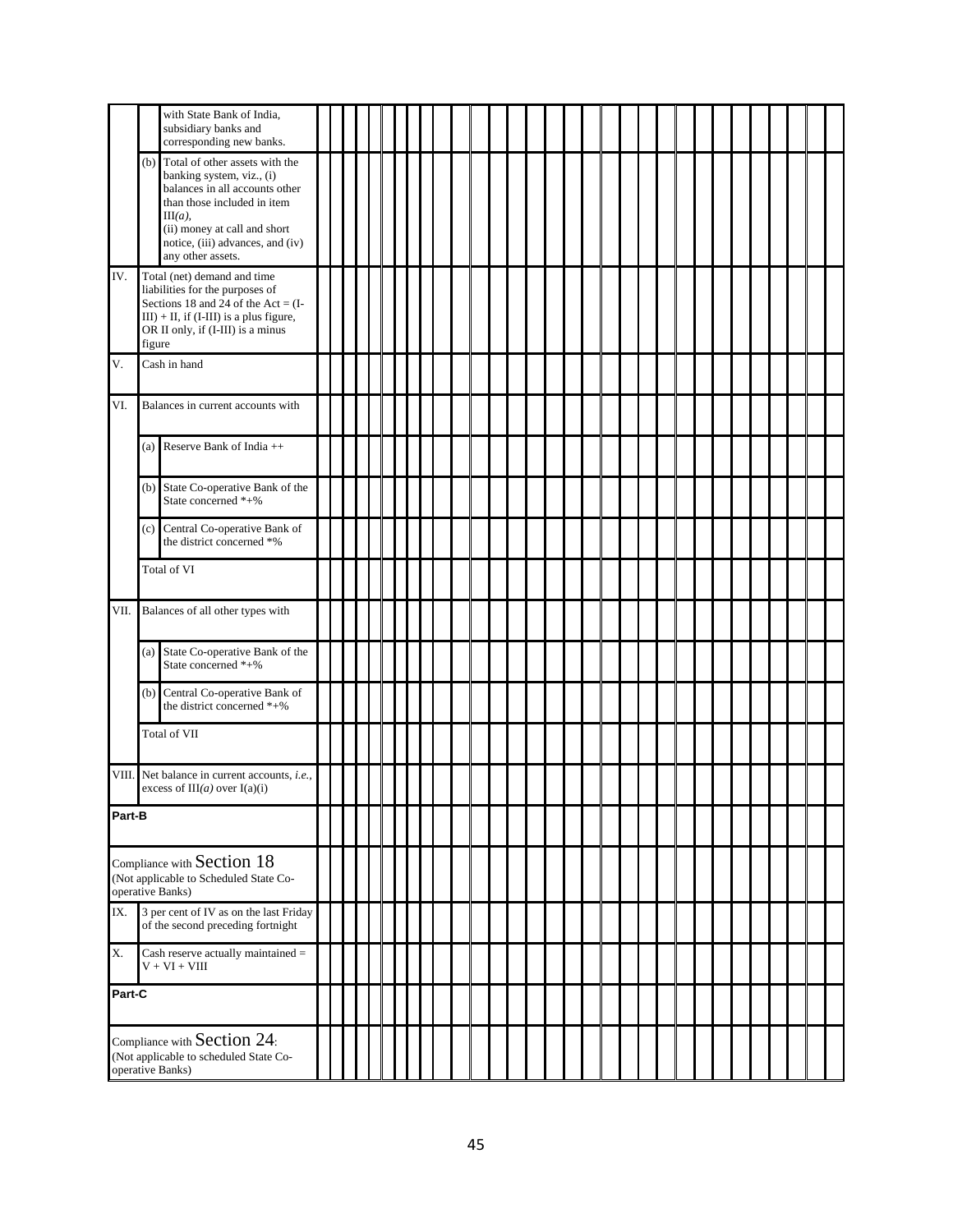|  |  | with State Bank of India, subsidiary banks and corresponding new banks. | | | | | | | | | | | | | | | | | | | | | | | | | | | | | | | |
|---|---|---|---|---|---|---|---|---|---|---|---|---|---|---|---|---|---|---|---|---|---|---|---|---|---|---|---|---|---|---|---|---|---|
|  | (b) | Total of other assets with the banking system, viz., (i) balances in all accounts other than those included in item III*(a)*, (ii) money at call and short notice, (iii) advances, and (iv) any other assets. | | | | | | | | | | | | | | | | | | | | | | | | | | | | | | | |
| IV. | | Total (net) demand and time liabilities for the purposes of Sections 18 and 24 of the Act = (I-III) + II, if (I-III) is a plus figure, OR II only, if (I-III) is a minus figure | | | | | | | | | | | | | | | | | | | | | | | | | | | | | | | |
| V. | | Cash in hand | | | | | | | | | | | | | | | | | | | | | | | | | | | | | | | |
| VI. | | Balances in current accounts with | | | | | | | | | | | | | | | | | | | | | | | | | | | | | | | |
|  | (a) | Reserve Bank of India ++ | | | | | | | | | | | | | | | | | | | | | | | | | | | | | | | |
|  | (b) | State Co-operative Bank of the State concerned *+% | | | | | | | | | | | | | | | | | | | | | | | | | | | | | | | |
|  | (c) | Central Co-operative Bank of the district concerned *% | | | | | | | | | | | | | | | | | | | | | | | | | | | | | | | |
|  | | Total of VI | | | | | | | | | | | | | | | | | | | | | | | | | | | | | | | |
| VII. | | Balances of all other types with | | | | | | | | | | | | | | | | | | | | | | | | | | | | | | | |
|  | (a) | State Co-operative Bank of the State concerned *+% | | | | | | | | | | | | | | | | | | | | | | | | | | | | | | | |
|  | (b) | Central Co-operative Bank of the district concerned *+% | | | | | | | | | | | | | | | | | | | | | | | | | | | | | | | |
|  | | Total of VII | | | | | | | | | | | | | | | | | | | | | | | | | | | | | | | |
| VIII. | | Net balance in current accounts, *i.e.*, excess of III*(a)* over I(a)(i) | | | | | | | | | | | | | | | | | | | | | | | | | | | | | | | |
| **Part-B** | | | | | | | | | | | | | | | | | | | | | | | | | | | | | | | | | |
| Compliance with Section 18 (Not applicable to Scheduled State Co-operative Banks) | | | | | | | | | | | | | | | | | | | | | | | | | | | | | | | | | |
| IX. | | 3 per cent of IV as on the last Friday of the second preceding fortnight | | | | | | | | | | | | | | | | | | | | | | | | | | | | | | | |
| X. | | Cash reserve actually maintained = V + VI + VIII | | | | | | | | | | | | | | | | | | | | | | | | | | | | | | | |
| **Part-C** | | | | | | | | | | | | | | | | | | | | | | | | | | | | | | | | | |
| Compliance with Section 24: (Not applicable to scheduled State Co-operative Banks) | | | | | | | | | | | | | | | | | | | | | | | | | | | | | | | | | |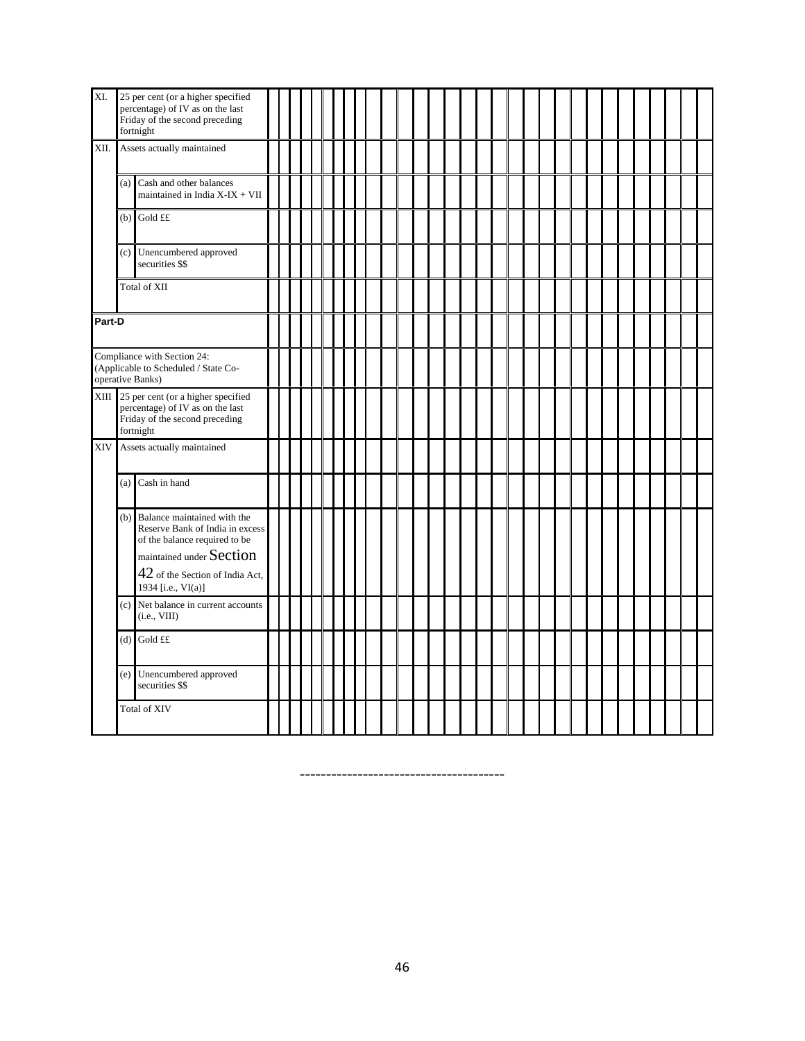| | | | | | | | | | | | | | | | | | | | | | | | | | | | | | | | |
|---|---|---|---|---|---|---|---|---|---|---|---|---|---|---|---|---|---|---|---|---|---|---|---|---|---|---|---|---|---|---|---|
| XI. | 25 per cent (or a higher specified percentage) of IV as on the last Friday of the second preceding fortnight | | | | | | | | | | | | | | | | | | | | | | | | | | | | | | |
| XII. | Assets actually maintained | | | | | | | | | | | | | | | | | | | | | | | | | | | | | | |
| | (a) | Cash and other balances maintained in India X-IX + VII | | | | | | | | | | | | | | | | | | | | | | | | | | | | | |
| | (b) | Gold ££ | | | | | | | | | | | | | | | | | | | | | | | | | | | | | |
| | (c) | Unencumbered approved securities $$ | | | | | | | | | | | | | | | | | | | | | | | | | | | | | |
| | Total of XII | | | | | | | | | | | | | | | | | | | | | | | | | | | | | | |
| **Part-D** | | | | | | | | | | | | | | | | | | | | | | | | | | | | | | | |
| Compliance with Section 24: (Applicable to Scheduled / State Co-operative Banks) | | | | | | | | | | | | | | | | | | | | | | | | | | | | | | | |
| XIII | 25 per cent (or a higher specified percentage) of IV as on the last Friday of the second preceding fortnight | | | | | | | | | | | | | | | | | | | | | | | | | | | | | | |
| XIV | Assets actually maintained | | | | | | | | | | | | | | | | | | | | | | | | | | | | | | |
| | (a) | Cash in hand | | | | | | | | | | | | | | | | | | | | | | | | | | | | | |
| | (b) | Balance maintained with the Reserve Bank of India in excess of the balance required to be maintained under Section 42 of the Section of India Act, 1934 [i.e., VI(a)] | | | | | | | | | | | | | | | | | | | | | | | | | | | | | |
| | (c) | Net balance in current accounts (i.e., VIII) | | | | | | | | | | | | | | | | | | | | | | | | | | | | | |
| | (d) | Gold ££ | | | | | | | | | | | | | | | | | | | | | | | | | | | | | |
| | (e) | Unencumbered approved securities $$ | | | | | | | | | | | | | | | | | | | | | | | | | | | | | |
| | Total of XIV | | | | | | | | | | | | | | | | | | | | | | | | | | | | | | |

--------------------------------------